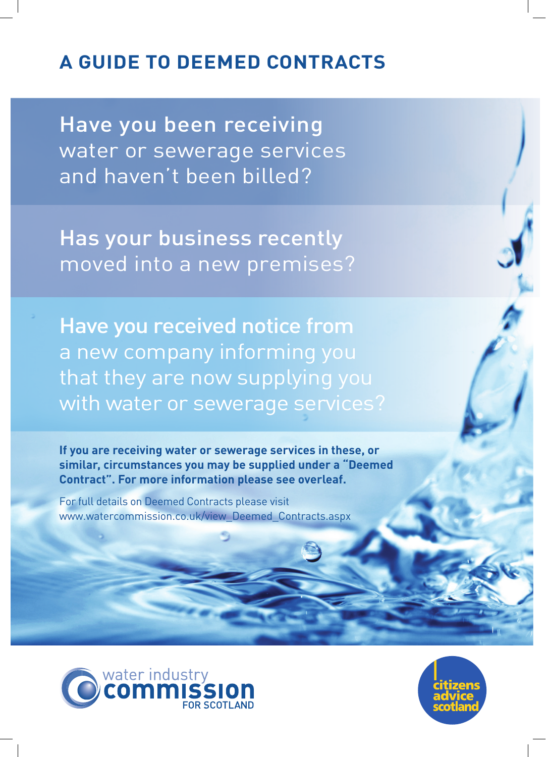# A GUIDE TO DEEMED CONTRACTS

## Have you been receiving water or sewerage services and haven't been billed?

## Has your business recently moved into a new premises?

## Have you received notice from a new company informing you that they are now supplying you with water or sewerage services?

**If you are receiving water or sewerage services in these, or similar, circumstances you may be supplied under a "Deemed Contract". For more information please see overleaf.**

For full details on Deemed Contracts please visit www.watercommission.co.uk/view_Deemed_Contracts.aspx

water industry commission FOR SCOTLAND

citizens advice scotland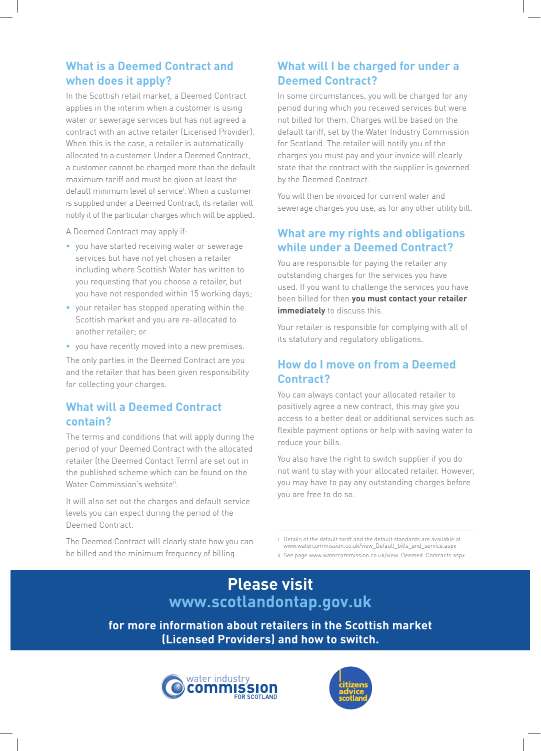## What is a Deemed Contract and when does it apply?

In the Scottish retail market, a Deemed Contract applies in the interim when a customer is using water or sewerage services but has not agreed a contract with an active retailer (Licensed Provider). When this is the case, a retailer is automatically allocated to a customer. Under a Deemed Contract, a customer cannot be charged more than the default maximum tariff and must be given at least the default minimum level of service[i]. When a customer is supplied under a Deemed Contract, its retailer will notify it of the particular charges which will be applied.

A Deemed Contract may apply if:

- you have started receiving water or sewerage services but have not yet chosen a retailer including where Scottish Water has written to you requesting that you choose a retailer, but you have not responded within 15 working days;
- your retailer has stopped operating within the Scottish market and you are re-allocated to another retailer; or
- you have recently moved into a new premises.

The only parties in the Deemed Contract are you and the retailer that has been given responsibility for collecting your charges.

## What will a Deemed Contract contain?

The terms and conditions that will apply during the period of your Deemed Contract with the allocated retailer (the Deemed Contact Term) are set out in the published scheme which can be found on the Water Commission's website[ii].

It will also set out the charges and default service levels you can expect during the period of the Deemed Contract.

The Deemed Contract will clearly state how you can be billed and the minimum frequency of billing.

## What will I be charged for under a Deemed Contract?

In some circumstances, you will be charged for any period during which you received services but were not billed for them. Charges will be based on the default tariff, set by the Water Industry Commission for Scotland. The retailer will notify you of the charges you must pay and your invoice will clearly state that the contract with the supplier is governed by the Deemed Contract.

You will then be invoiced for current water and sewerage charges you use, as for any other utility bill.

## What are my rights and obligations while under a Deemed Contract?

You are responsible for paying the retailer any outstanding charges for the services you have used. If you want to challenge the services you have been billed for then **you must contact your retailer immediately** to discuss this.

Your retailer is responsible for complying with all of its statutory and regulatory obligations.

## How do I move on from a Deemed Contract?

You can always contact your allocated retailer to positively agree a new contract, this may give you access to a better deal or additional services such as flexible payment options or help with saving water to reduce your bills.

You also have the right to switch supplier if you do not want to stay with your allocated retailer. However, you may have to pay any outstanding charges before you are free to do so.

---

i Details of the default tariff and the default standards are available at www.watercommission.co.uk/view_Default_bills_and_service.aspx

ii See page www.watercommission.co.uk/view_Deemed_Contracts.aspx .

**Please visit**
**www.scotlandontap.gov.uk**

**for more information about retailers in the Scottish market (Licensed Providers) and how to switch.**

water industry commission FOR SCOTLAND

citizens advice scotland